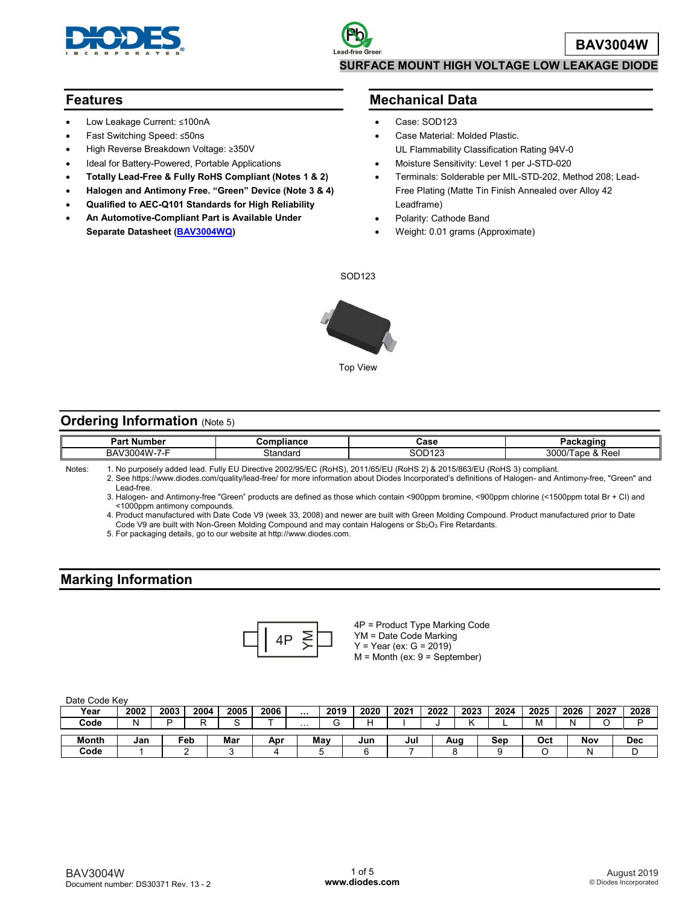# BAV3004W

## SURFACE MOUNT HIGH VOLTAGE LOW LEAKAGE DIODE

## Features

- Low Leakage Current: ≤100nA
- Fast Switching Speed: ≤50ns
- High Reverse Breakdown Voltage: ≥350V
- Ideal for Battery-Powered, Portable Applications
- **Totally Lead-Free & Fully RoHS Compliant (Notes 1 & 2)**
- **Halogen and Antimony Free. "Green" Device (Note 3 & 4)**
- **Qualified to AEC-Q101 Standards for High Reliability**
- **An Automotive-Compliant Part is Available Under Separate Datasheet (BAV3004WQ)**

## Mechanical Data

- Case: SOD123
- Case Material: Molded Plastic. UL Flammability Classification Rating 94V-0
- Moisture Sensitivity: Level 1 per J-STD-020
- Terminals: Solderable per MIL-STD-202, Method 208; Lead-Free Plating (Matte Tin Finish Annealed over Alloy 42 Leadframe)
- Polarity: Cathode Band
- Weight: 0.01 grams (Approximate)

SOD123

Top View

## Ordering Information (Note 5)

| Part Number | Compliance | Case | Packaging |
|---|---|---|---|
| BAV3004W-7-F | Standard | SOD123 | 3000/Tape & Reel |

Notes:
1. No purposely added lead. Fully EU Directive 2002/95/EC (RoHS), 2011/65/EU (RoHS 2) & 2015/863/EU (RoHS 3) compliant.
2. See https://www.diodes.com/quality/lead-free/ for more information about Diodes Incorporated's definitions of Halogen- and Antimony-free, "Green" and Lead-free.
3. Halogen- and Antimony-free "Green" products are defined as those which contain <900ppm bromine, <900ppm chlorine (<1500ppm total Br + Cl) and <1000ppm antimony compounds.
4. Product manufactured with Date Code V9 (week 33, 2008) and newer are built with Green Molding Compound. Product manufactured prior to Date Code V9 are built with Non-Green Molding Compound and may contain Halogens or $Sb_2O_3$ Fire Retardants.
5. For packaging details, go to our website at http://www.diodes.com.

## Marking Information

4P = Product Type Marking Code
YM = Date Code Marking
Y = Year (ex: G = 2019)
M = Month (ex: 9 = September)

Date Code Key

| Year | 2002 | 2003 | 2004 | 2005 | 2006 | … | 2019 | 2020 | 2021 | 2022 | 2023 | 2024 | 2025 | 2026 | 2027 | 2028 |
|---|---|---|---|---|---|---|---|---|---|---|---|---|---|---|---|---|
| Code | N | P | R | S | T | … | G | H | I | J | K | L | M | N | O | P |

| Month | Jan | Feb | Mar | Apr | May | Jun | Jul | Aug | Sep | Oct | Nov | Dec |
|---|---|---|---|---|---|---|---|---|---|---|---|---|
| Code | 1 | 2 | 3 | 4 | 5 | 6 | 7 | 8 | 9 | O | N | D |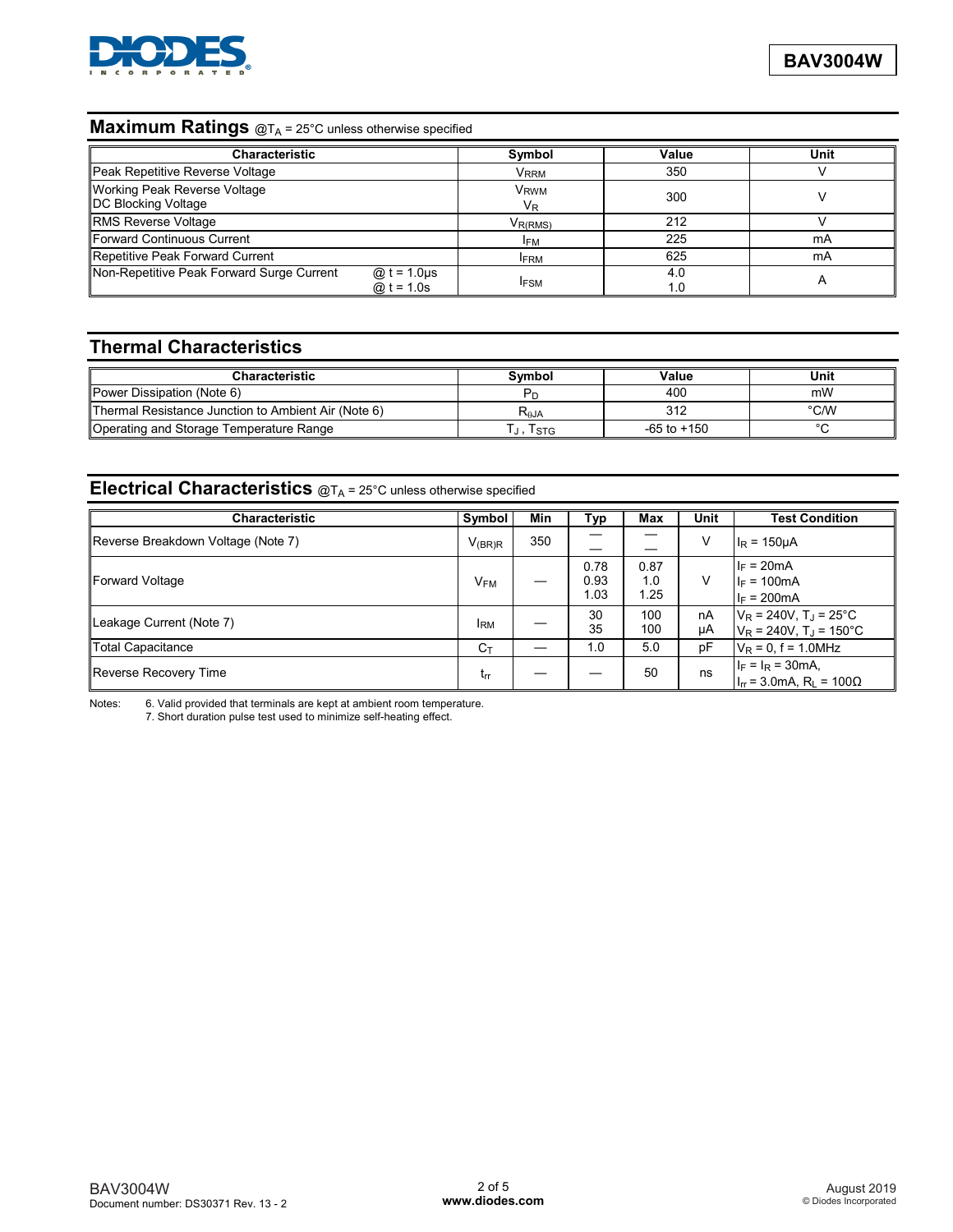## Maximum Ratings @$T_A$ = 25°C unless otherwise specified

| Characteristic | | Symbol | Value | Unit |
|---|---|---|---|---|
| Peak Repetitive Reverse Voltage | | $V_{RRM}$ | 350 | V |
| Working Peak Reverse Voltage<br>DC Blocking Voltage | | $V_{RWM}$<br>$V_R$ | 300 | V |
| RMS Reverse Voltage | | $V_{R(RMS)}$ | 212 | V |
| Forward Continuous Current | | $I_{FM}$ | 225 | mA |
| Repetitive Peak Forward Current | | $I_{FRM}$ | 625 | mA |
| Non-Repetitive Peak Forward Surge Current | @ t = 1.0µs<br>@ t = 1.0s | $I_{FSM}$ | 4.0<br>1.0 | A |

## Thermal Characteristics

| Characteristic | Symbol | Value | Unit |
|---|---|---|---|
| Power Dissipation (Note 6) | $P_D$ | 400 | mW |
| Thermal Resistance Junction to Ambient Air (Note 6) | $R_{\theta JA}$ | 312 | °C/W |
| Operating and Storage Temperature Range | $T_J$, $T_{STG}$ | -65 to +150 | °C |

## Electrical Characteristics @$T_A$ = 25°C unless otherwise specified

| Characteristic | Symbol | Min | Typ | Max | Unit | Test Condition |
|---|---|---|---|---|---|---|
| Reverse Breakdown Voltage (Note 7) | $V_{(BR)R}$ | 350 | —<br>— | —<br>— | V | $I_R$ = 150µA |
| Forward Voltage | $V_{FM}$ | — | 0.78<br>0.93<br>1.03 | 0.87<br>1.0<br>1.25 | V | $I_F$ = 20mA<br>$I_F$ = 100mA<br>$I_F$ = 200mA |
| Leakage Current (Note 7) | $I_{RM}$ | — | 30<br>35 | 100<br>100 | nA<br>µA | $V_R$ = 240V, $T_J$ = 25°C<br>$V_R$ = 240V, $T_J$ = 150°C |
| Total Capacitance | $C_T$ | — | 1.0 | 5.0 | pF | $V_R$ = 0, f = 1.0MHz |
| Reverse Recovery Time | $t_{rr}$ | — | — | 50 | ns | $I_F$ = $I_R$ = 30mA,<br>$I_{rr}$ = 3.0mA, $R_L$ = 100Ω |

Notes: 6. Valid provided that terminals are kept at ambient room temperature.
7. Short duration pulse test used to minimize self-heating effect.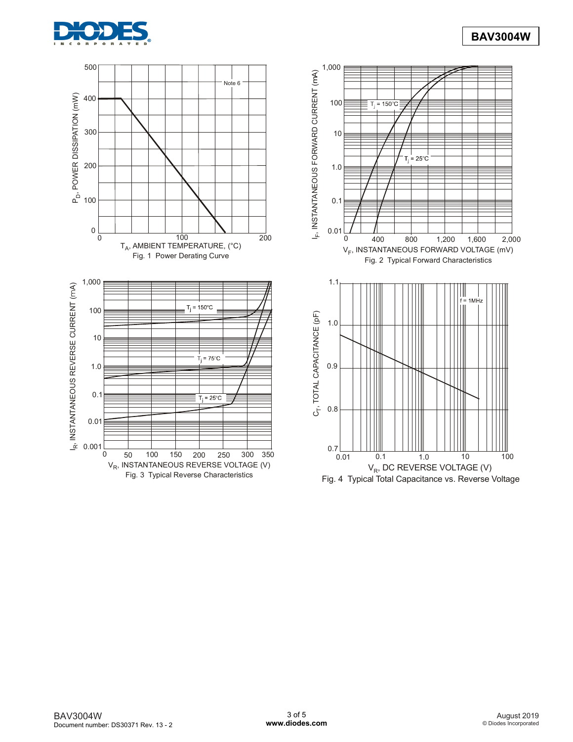Fig. 1 Power Derating Curve

Fig. 2 Typical Forward Characteristics

Fig. 3 Typical Reverse Characteristics

Fig. 4 Typical Total Capacitance vs. Reverse Voltage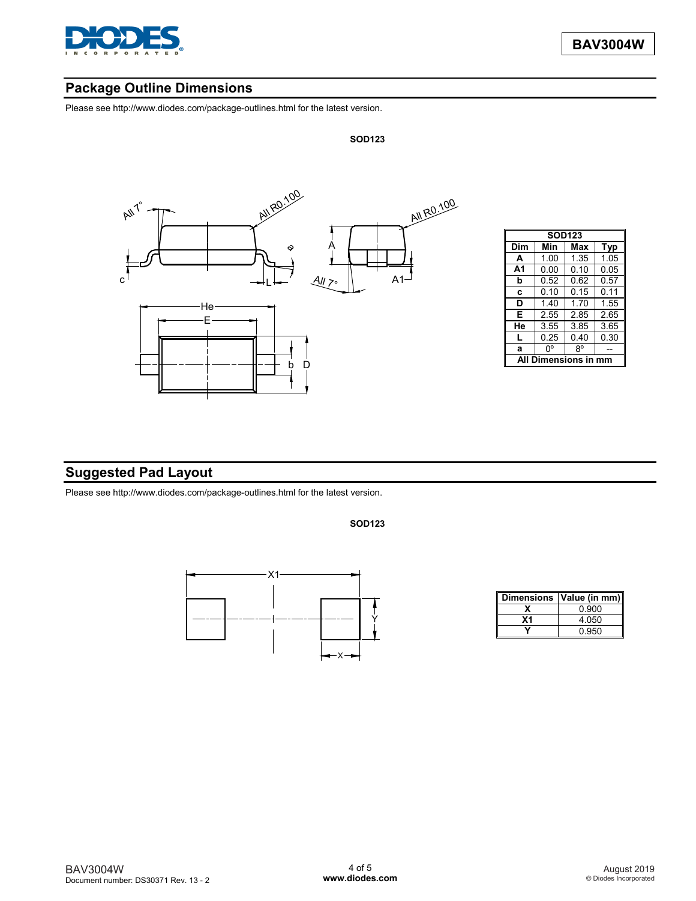## Package Outline Dimensions

Please see http://www.diodes.com/package-outlines.html for the latest version.

**SOD123**

| SOD123 | | | |
|---|---|---|---|
| Dim | Min | Max | Typ |
| A | 1.00 | 1.35 | 1.05 |
| A1 | 0.00 | 0.10 | 0.05 |
| b | 0.52 | 0.62 | 0.57 |
| c | 0.10 | 0.15 | 0.11 |
| D | 1.40 | 1.70 | 1.55 |
| E | 2.55 | 2.85 | 2.65 |
| He | 3.55 | 3.85 | 3.65 |
| L | 0.25 | 0.40 | 0.30 |
| a | 0° | 8° | -- |
| All Dimensions in mm | | | |

## Suggested Pad Layout

Please see http://www.diodes.com/package-outlines.html for the latest version.

**SOD123**

| Dimensions | Value (in mm) |
|---|---|
| X | 0.900 |
| X1 | 4.050 |
| Y | 0.950 |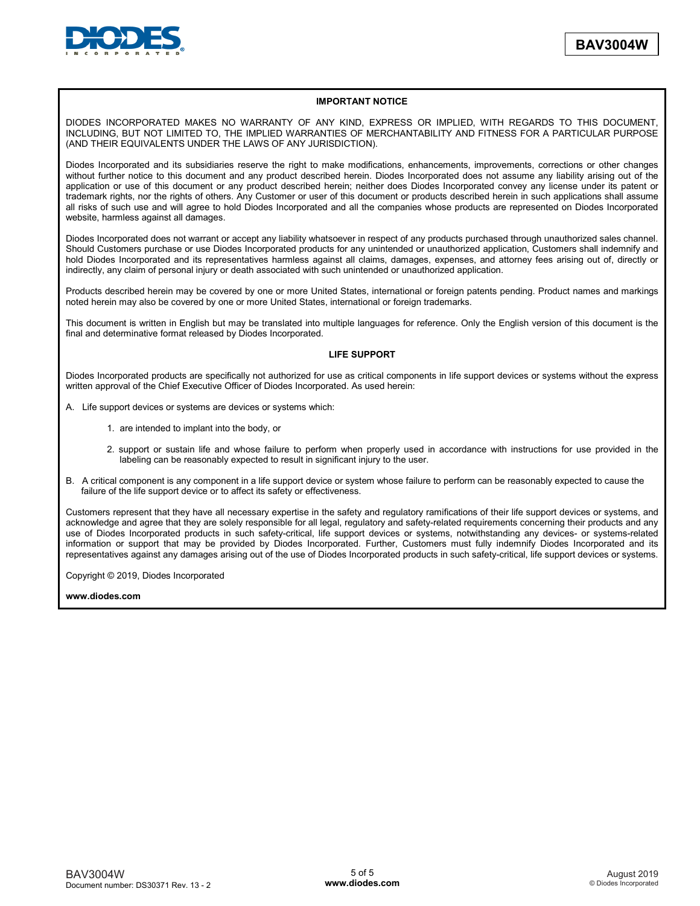## IMPORTANT NOTICE

DIODES INCORPORATED MAKES NO WARRANTY OF ANY KIND, EXPRESS OR IMPLIED, WITH REGARDS TO THIS DOCUMENT, INCLUDING, BUT NOT LIMITED TO, THE IMPLIED WARRANTIES OF MERCHANTABILITY AND FITNESS FOR A PARTICULAR PURPOSE (AND THEIR EQUIVALENTS UNDER THE LAWS OF ANY JURISDICTION).

Diodes Incorporated and its subsidiaries reserve the right to make modifications, enhancements, improvements, corrections or other changes without further notice to this document and any product described herein. Diodes Incorporated does not assume any liability arising out of the application or use of this document or any product described herein; neither does Diodes Incorporated convey any license under its patent or trademark rights, nor the rights of others. Any Customer or user of this document or products described herein in such applications shall assume all risks of such use and will agree to hold Diodes Incorporated and all the companies whose products are represented on Diodes Incorporated website, harmless against all damages.

Diodes Incorporated does not warrant or accept any liability whatsoever in respect of any products purchased through unauthorized sales channel. Should Customers purchase or use Diodes Incorporated products for any unintended or unauthorized application, Customers shall indemnify and hold Diodes Incorporated and its representatives harmless against all claims, damages, expenses, and attorney fees arising out of, directly or indirectly, any claim of personal injury or death associated with such unintended or unauthorized application.

Products described herein may be covered by one or more United States, international or foreign patents pending. Product names and markings noted herein may also be covered by one or more United States, international or foreign trademarks.

This document is written in English but may be translated into multiple languages for reference. Only the English version of this document is the final and determinative format released by Diodes Incorporated.

## LIFE SUPPORT

Diodes Incorporated products are specifically not authorized for use as critical components in life support devices or systems without the express written approval of the Chief Executive Officer of Diodes Incorporated. As used herein:

A. Life support devices or systems are devices or systems which:

1. are intended to implant into the body, or
2. support or sustain life and whose failure to perform when properly used in accordance with instructions for use provided in the labeling can be reasonably expected to result in significant injury to the user.

B. A critical component is any component in a life support device or system whose failure to perform can be reasonably expected to cause the failure of the life support device or to affect its safety or effectiveness.

Customers represent that they have all necessary expertise in the safety and regulatory ramifications of their life support devices or systems, and acknowledge and agree that they are solely responsible for all legal, regulatory and safety-related requirements concerning their products and any use of Diodes Incorporated products in such safety-critical, life support devices or systems, notwithstanding any devices- or systems-related information or support that may be provided by Diodes Incorporated. Further, Customers must fully indemnify Diodes Incorporated and its representatives against any damages arising out of the use of Diodes Incorporated products in such safety-critical, life support devices or systems.

Copyright © 2019, Diodes Incorporated

**www.diodes.com**